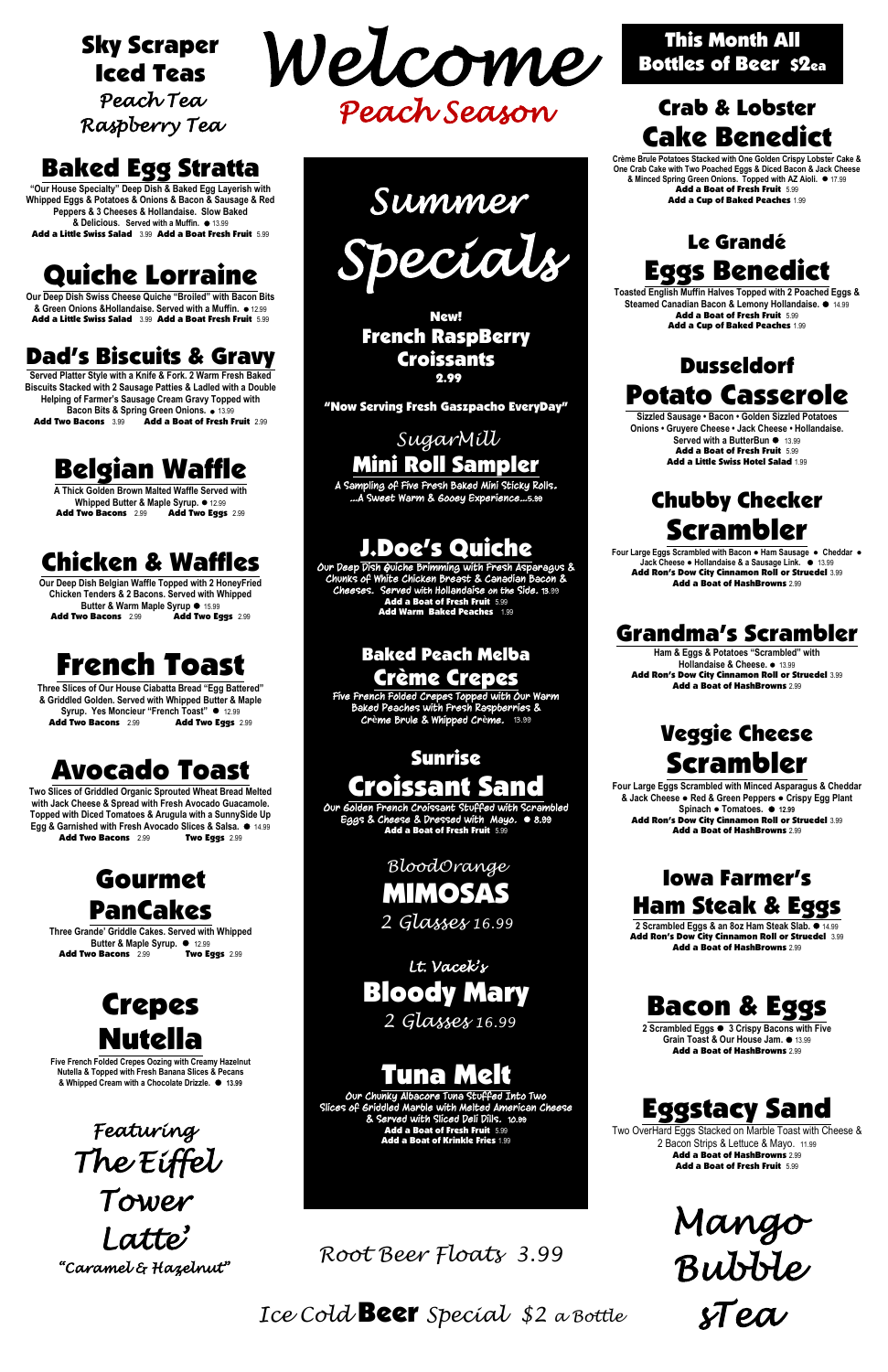# Welcome

## Peach Season

**This Month All Bottles of Beer $2ea**

### Sky Scraper Iced Teas

*Peach Tea*
*Raspberry Tea*

## Baked Egg Stratta

**"Our House Specialty" Deep Dish & Baked Egg Layerish with Whipped Eggs & Potatoes & Onions & Bacon & Sausage & Red Peppers & 3 Cheeses & Hollandaise. Slow Baked & Delicious.** Served with a Muffin. ● 13.99
**Add a Little Swiss Salad** 3.99 **Add a Boat Fresh Fruit** 5.99

## Quiche Lorraine

**Our Deep Dish Swiss Cheese Quiche "Broiled" with Bacon Bits & Green Onions &Hollandaise. Served with a Muffin.** ● 12.99
**Add a Little Swiss Salad** 3.99 **Add a Boat Fresh Fruit** 5.99

## Dad's Biscuits & Gravy

**Served Platter Style with a Knife & Fork. 2 Warm Fresh Baked Biscuits Stacked with 2 Sausage Patties & Ladled with a Double Helping of Farmer's Sausage Cream Gravy Topped with Bacon Bits & Spring Green Onions.** ● 13.99
**Add Two Bacons** 3.99 **Add a Boat of Fresh Fruit** 2.99

## Belgian Waffle

**A Thick Golden Brown Malted Waffle Served with Whipped Butter & Maple Syrup.** ● 12.99
**Add Two Bacons** 2.99 **Add Two Eggs** 2.99

## Chicken & Waffles

**Our Deep Dish Belgian Waffle Topped with 2 HoneyFried Chicken Tenders & 2 Bacons. Served with Whipped Butter & Warm Maple Syrup** ● 15.99
**Add Two Bacons** 2.99 **Add Two Eggs** 2.99

## French Toast

**Three Slices of Our House Ciabatta Bread "Egg Battered" & Griddled Golden. Served with Whipped Butter & Maple Syrup. Yes Moncieur "French Toast"** ● 12.99
**Add Two Bacons** 2.99 **Add Two Eggs** 2.99

## Avocado Toast

**Two Slices of Griddled Organic Sprouted Wheat Bread Melted with Jack Cheese & Spread with Fresh Avocado Guacamole. Topped with Diced Tomatoes & Arugula with a SunnySide Up Egg & Garnished with Fresh Avocado Slices & Salsa.** ● 14.99
**Add Two Bacons** 2.99 **Two Eggs** 2.99

## Gourmet PanCakes

**Three Grande' Griddle Cakes. Served with Whipped Butter & Maple Syrup.** ● 12.99
**Add Two Bacons** 2.99 **Two Eggs** 2.99

## Crepes Nutella

**Five French Folded Crepes Oozing with Creamy Hazelnut Nutella & Topped with Fresh Banana Slices & Pecans & Whipped Cream with a Chocolate Drizzle.** ● **13.99**

*Featuring*
*The Eiffel Tower Latte'*
*"Caramel & Hazelnut"*

# Summer Specials

**New!**
**French RaspBerry Croissants**
**2.99**

**"Now Serving Fresh Gaszpacho EveryDay"**

### SugarMill Mini Roll Sampler

A Sampling of Five Fresh Baked Mini Sticky Rolls. ...A Sweet Warm & Gooey Experience...5.99

### J.Doe's Quiche

Our Deep Dish Quiche Brimming with Fresh Asparagus & Chunks of White Chicken Breast & Canadian Bacon & Cheeses. Served with Hollandaise on the Side. 13.99
**Add a Boat of Fresh Fruit** 5.99
**Add Warm Baked Peaches** 1.99

### Baked Peach Melba Crème Crepes

Five French Folded Crepes Topped with Our Warm Baked Peaches with Fresh Raspberries & Crème Brule & Whipped Crème. 13.99

### Sunrise Croissant Sand

Our Golden French Croissant Stuffed with Scrambled Eggs & Cheese & Dressed with Mayo. ● 8.99
**Add a Boat of Fresh Fruit** 5.99

### BloodOrange MIMOSAS

*2 Glasses 16.99*

### Lt. Vacek's Bloody Mary

*2 Glasses 16.99*

### Tuna Melt

Our Chunky Albacore Tuna Stuffed Into Two Slices of Griddled Marble with Melted American Cheese & Served with Sliced Deli Dills. 10.99
**Add a Boat of Fresh Fruit** 5.99
**Add a Boat of Krinkle Fries** 1.99

*Root Beer Floats 3.99*

*Ice Cold* **Beer** *Special $2 a Bottle*

## Crab & Lobster Cake Benedict

**Crème Brule Potatoes Stacked with One Golden Crispy Lobster Cake & One Crab Cake with Two Poached Eggs & Diced Bacon & Jack Cheese & Minced Spring Green Onions. Topped with AZ Aioli.** ● 17.99
**Add a Boat of Fresh Fruit** 5.99
**Add a Cup of Baked Peaches** 1.99

## Le Grandé Eggs Benedict

**Toasted English Muffin Halves Topped with 2 Poached Eggs & Steamed Canadian Bacon & Lemony Hollandaise.** ● 14.99
**Add a Boat of Fresh Fruit** 5.99
**Add a Cup of Baked Peaches** 1.99

## Dusseldorf Potato Casserole

**Sizzled Sausage • Bacon • Golden Sizzled Potatoes Onions • Gruyere Cheese • Jack Cheese • Hollandaise. Served with a ButterBun** ● 13.99
**Add a Boat of Fresh Fruit** 5.99
**Add a Little Swiss Hotel Salad** 1.99

## Chubby Checker Scrambler

**Four Large Eggs Scrambled with Bacon ● Ham Sausage ● Cheddar ● Jack Cheese ● Hollandaise & a Sausage Link.** ● 13.99
**Add Ron's Dow City Cinnamon Roll or Struedel** 3.99
**Add a Boat of HashBrowns** 2.99

## Grandma's Scrambler

**Ham & Eggs & Potatoes "Scrambled" with Hollandaise & Cheese.** ● 13.99
**Add Ron's Dow City Cinnamon Roll or Struedel** 3.99
**Add a Boat of HashBrowns** 2.99

## Veggie Cheese Scrambler

**Four Large Eggs Scrambled with Minced Asparagus & Cheddar & Jack Cheese ● Red & Green Peppers ● Crispy Egg Plant Spinach ● Tomatoes.** ● **12.99**
**Add Ron's Dow City Cinnamon Roll or Struedel** 3.99
**Add a Boat of HashBrowns** 2.99

## Iowa Farmer's Ham Steak & Eggs

**2 Scrambled Eggs & an 8oz Ham Steak Slab.** ● 14.99
**Add Ron's Dow City Cinnamon Roll or Struedel** 3.99
**Add a Boat of HashBrowns** 2.99

## Bacon & Eggs

**2 Scrambled Eggs ● 3 Crispy Bacons with Five Grain Toast & Our House Jam.** ● 13.99
**Add a Boat of HashBrowns** 2.99

## Eggstacy Sand

Two OverHard Eggs Stacked on Marble Toast with Cheese & 2 Bacon Strips & Lettuce & Mayo. 11.99
**Add a Boat of HashBrowns** 2.99
**Add a Boat of Fresh Fruit** 5.99

*Mango Bubble sTea*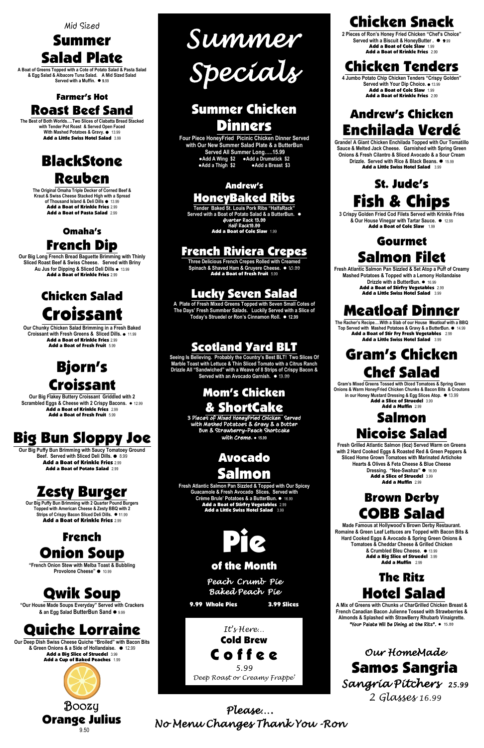Mid Sized

## Summer Salad Plate

A Boat of Greens Topped with a Cote of Potato Salad & Pasta Salad & Egg Salad & Albacore Tuna Salad. A Mid Sized Salad Served with a Muffin. ● 9.99

Farmer's Hot

## Roast Beef Sand

The Best of Both Worlds....Two Slices of Ciabatta Bread Stacked with Tender Pot Roast & Served Open Faced With Mashed Potatoes & Gravy. ● 13.99
**Add a Little Swiss Hotel Salad** 3.99

## BlackStone Reuben

The Original Omaha Triple Decker of Corned Beef & Kraut & Swiss Cheese Stacked High with a Spread of Thousand Island & Deli Dills ● 13.99
**Add a Boat of Krinkle Fries** 2.99
**Add a Boat of Pasta Salad** 2.99

Omaha's

## French Dip

Our Big Long French Bread Baguette Brimming with Thinly Sliced Roast Beef & Swiss Cheese. Served with Briny Au Jus for Dipping & Sliced Deli Dills ● 13.99
**Add a Boat of Krinkle Fries** 2.99

## Chicken Salad Croissant

Our Chunky Chicken Salad Brimming in a Fresh Baked Croissant with Fresh Greens & Sliced Dills. ● 11.99
**Add a Boat of Krinkle Fries** 2.99
**Add a Boat of Fresh Fruit** 5.99

## Bjorn's Croissant

Our Big Flakey Buttery Croissant Griddled with 2 Scrambled Eggs & Cheese with 2 Crispy Bacons. ● 12.99
**Add a Boat of Krinkle Fries** 2.99
**Add a Boat of Fresh Fruit** 5.99

## Big Bun Sloppy Joe

Our Big Puffy Bun Brimming with Saucy Tomatoey Ground Beef. Served with Sliced Deli Dills. ● 8.99
**Add a Boat of Krinkle Fries** 2.99
**Add a Boat of Potato Salad** 2.99

## Zesty Burger

Our Big Puffy Bun Brimming with 2 Quarter Pound Burgers Topped with American Cheese & Zesty BBQ with 2 Strips of Crispy Bacon Sliced Deli Dills. ● 11.99
**Add a Boat of Krinkle Fries** 2.99

## French Onion Soup

"French Onion Stew with Melba Toast & Bubbling Provolone Cheese" ● 10.99

## Qwik Soup

"Our House Made Soups Everyday" Served with Crackers & an Egg Salad ButterBun Sand ● 9.99

## Quiche Lorraine

Our Deep Dish Swiss Cheese Quiche "Broiled" with Bacon Bits & Green Onions & a Side of Hollandaise. ● 12.99
**Add a Big Slice of Struedel** 3.99
**Add a Cup of Baked Peaches** 1.99

Boozy
**Orange Julius**
9.50

# Summer Specials

## Summer Chicken Dinners

Four Piece HoneyFried Picinic Chicken Dinner Served with Our New Summer Salad Plate & a ButterBun Served All Summer Long.....15.99
●Add A Wing $2 ●Add a Drumstick $2
●Add a Thigh $2 ●Add a Breast $3

Andrew's

## HoneyBaked Ribs

Tender Baked St. Louis Pork Ribs "HalfaRack" Served with a Boat of Potato Salad & a ButterBun. ●
Quarter Rack 13.99
Half Rack19.99
**Add a Boat of Cole Slaw** 1.99

## French Riviera Crepes

Three Delicious French Crepes Rolled with Creamed Spinach & Shaved Ham & Gruyere Cheese. ● 10.99
**Add a Boat of Fresh Fruit** 5.99

## Lucky Seven Salad

A Plate of Fresh Mixed Greens Topped with Seven Small Cotes of The Days' Fresh Summber Salads. Luckily Served with a Slice of Today's Struedel or Ron's Cinnamon Roll. ● 12.99

## Scotland Yard BLT

Seeing Is Believing. Probably the Country's Best BLT! Two Slices Of Marble Toast with Lettuce & Thin Sliced Tomato with a Citrus Ranch Drizzle All "Sandwiched" with a Weave of 8 Strips of Crispy Bacon & Served with an Avocado Garnish. ● 13.99

## Mom's Chicken & ShortCake

3 Pieces of Mixed HoneyFried Chicken Served with Mashed Potatoes & Gravy & a Butter Bun & Strawberry-Peach Shortcake with Creme. ● 15.99

## Avocado Salmon

Fresh Atlantic Salmon Pan Sizzled & Topped with Our Spicey Guacamole & Fresh Avocado Slices. Served with Crème Brule' Potatoes & a ButterBun. ● 16.99
**Add a Boat of StirFry Vegetables** 2.99
**Add a Little Swiss Hotel Salad** 3.99

## Pie of the Month

*Peach Crumb Pie*
*Baked Peach Pie*

**9.99 Whole Pies** **3.99 Slices**

*It's Here...*
**Cold Brew Coffee**
5.99
*Deep Roast or Creamy Frappe'*

## Chicken Snack

2 Pieces of Ron's Honey Fried Chicken "Chef's Choice" Served with a Biscuit & HoneyButter. ● 9.99
**Add a Boat of Cole Slaw** 1.99
**Add a Boat of Krinkle Fries** 2.99

## Chicken Tenders

4 Jumbo Potato Chip Chicken Tenders "Crispy Golden" Served with Your Dip Choice. ● 13.99
**Add a Boat of Cole Slaw** 1.99
**Add a Boat of Krinkle Fries** 2.99

## Andrew's Chicken Enchilada Verdé

Grande! A Giant Chicken Enchilada Topped with Our Tomatillo Sauce & Melted Jack Cheese. Garnished with Spring Green Onions & Fresh Cilantro & Sliced Avocado & a Sour Cream Drizzle. Served with Rice & Black Beans. ● 15.99
**Add a Little Swiss Hotel Salad** 3.99

## St. Jude's Fish & Chips

3 Crispy Golden Fried Cod Filets Served with Krinkle Fries & Our House Vinegar with Tartar Sauce. ● 12.99
**Add a Boat of Cole Slaw** 1.99

## Gourmet Salmon Filet

Fresh Atlantic Salmon Pan Sizzled & Set Atop a Puff of Creamy Mashed Potatoes & Topped with a Lemony Hollandaise Drizzle with a ButterBun. ● 16.99
**Add a Boat of StirFry Vegetables** 2.99
**Add a Little Swiss Hotel Salad** 3.99

## Meatloaf Dinner

The Racher's Recipe....With a Slab of our House Meatloaf with a BBQ Top Served with Mashed Potatoes & Gravy & a ButterBun. ● 14.99
**Add a Boat of Stir Fry Fresh Vegetables** 2.99
**Add a Little Swiss Hotel Salad** 3.99

## Gram's Chicken Chef Salad

Gram's Mixed Greens Tossed with Diced Tomatoes & Spring Green Onions & Warm HoneyFried Chicken Chunks & Bacon Bits & Croutons in our Honey Mustard Dressing & Egg Slices Atop. ● 13.99
**Add a Slice of Struedel** 3.99
**Add a Muffin** 2.99

## Salmon Nicoise Salad

Fresh Grilled Atlantic Salmon (6oz) Served Warm on Greens with 2 Hard Cooked Eggs & Roasted Red & Green Peppers & Sliced Home Grown Tomatoes with Marinated Artichoke Hearts & Olives & Feta Cheese & Blue Cheese Dressing. "Nee-Swahze" ● 16.99
**Add a Slice of Struedel** 3.99
**Add a Muffin** 2.99

## Brown Derby COBB Salad

Made Famous at Hollywood's Brown Derby Restaurant. Romaine & Green Leaf Lettuces are Topped with Bacon Bits & Hard Cooked Eggs & Avocado & Spring Green Onions & Tomatoes & Cheddar Cheese & Grilled Chicken & Crumbled Bleu Cheese. ● 13.99
**Add a Big Slice of Struedel** 3.99
**Add a Muffin** 2.99

## The Ritz Hotel Salad

A Mix of Greens with Chunks of CharGrilled Chicken Breast & French Canadian Bacon Julienne Tossed with Strawberries & Almonds & Splashed with StrawBerry Rhubarb Vinaigrette.
"Your Palate Will Be Dining at the Ritz". ● 15.99

*Our HomeMade*
## Samos Sangria

*Sangria Pitchers* 25.99
*2 Glasses* 16.99

*Please....*
*No Menu Changes Thank You -Ron*